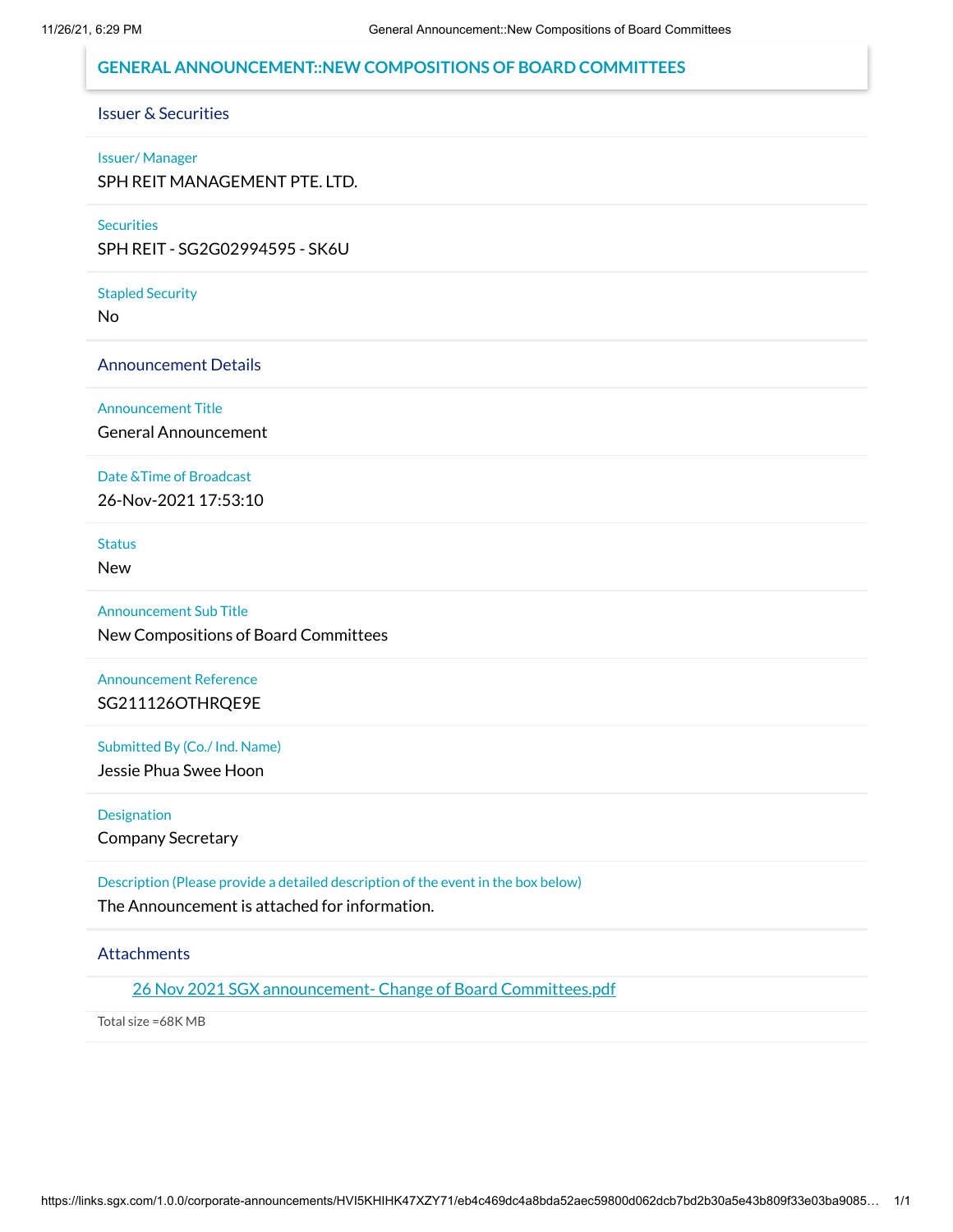# GENERAL ANNOUNCEMENT::NEW COMPOSITIONS OF BOARD COMMITTEES

## Issuer & Securities

**Issuer/ Manager**

SPH REIT MANAGEMENT PTE. LTD.

**Securities**

SPH REIT - SG2G02994595 - SK6U

**Stapled Security**

No

## Announcement Details

**Announcement Title**

General Announcement

**Date &Time of Broadcast**

26-Nov-2021 17:53:10

**Status**

New

**Announcement Sub Title**

New Compositions of Board Committees

**Announcement Reference**

SG211126OTHRQE9E

**Submitted By (Co./ Ind. Name)**

Jessie Phua Swee Hoon

**Designation**

Company Secretary

**Description (Please provide a detailed description of the event in the box below)**

The Announcement is attached for information.

## Attachments

26 Nov 2021 SGX announcement- Change of Board Committees.pdf

Total size =68K MB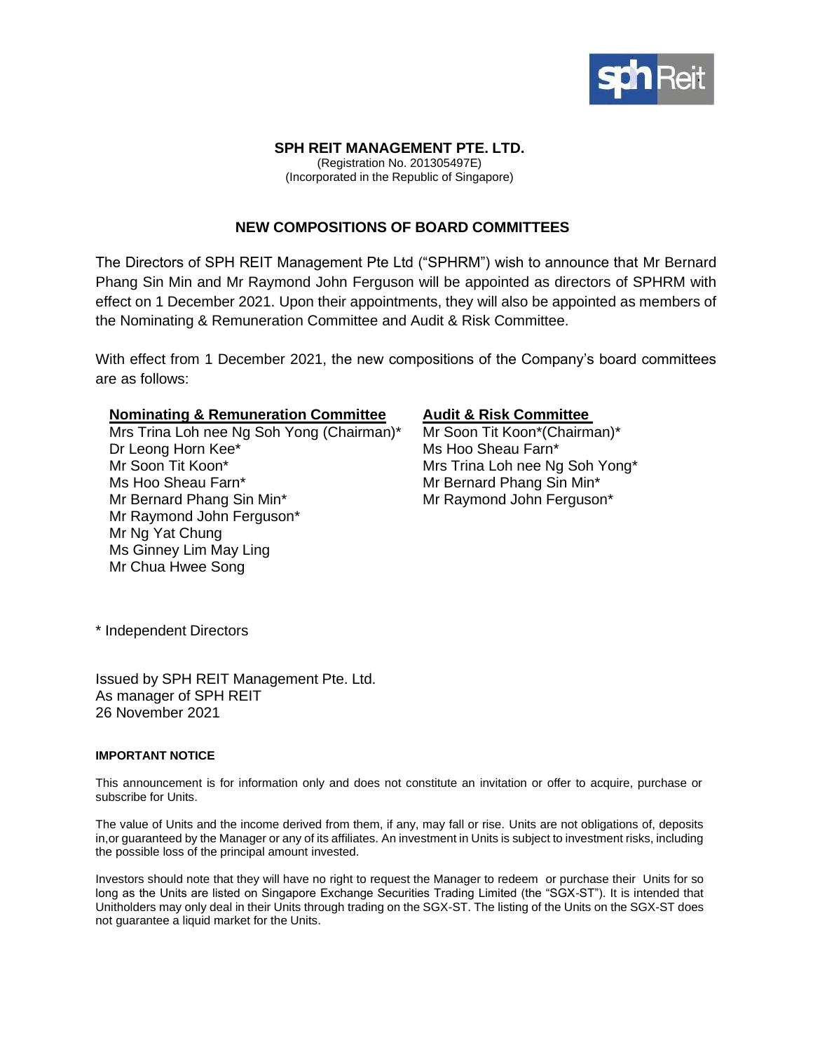**SPH REIT MANAGEMENT PTE. LTD.**
(Registration No. 201305497E)
(Incorporated in the Republic of Singapore)

## NEW COMPOSITIONS OF BOARD COMMITTEES

The Directors of SPH REIT Management Pte Ltd ("SPHRM") wish to announce that Mr Bernard Phang Sin Min and Mr Raymond John Ferguson will be appointed as directors of SPHRM with effect on 1 December 2021. Upon their appointments, they will also be appointed as members of the Nominating & Remuneration Committee and Audit & Risk Committee.

With effect from 1 December 2021, the new compositions of the Company's board committees are as follows:

**Nominating & Remuneration Committee**

Mrs Trina Loh nee Ng Soh Yong (Chairman)*
Dr Leong Horn Kee*
Mr Soon Tit Koon*
Ms Hoo Sheau Farn*
Mr Bernard Phang Sin Min*
Mr Raymond John Ferguson*
Mr Ng Yat Chung
Ms Ginney Lim May Ling
Mr Chua Hwee Song

**Audit & Risk Committee**

Mr Soon Tit Koon*(Chairman)*
Ms Hoo Sheau Farn*
Mrs Trina Loh nee Ng Soh Yong*
Mr Bernard Phang Sin Min*
Mr Raymond John Ferguson*

* Independent Directors

Issued by SPH REIT Management Pte. Ltd.
As manager of SPH REIT
26 November 2021

**IMPORTANT NOTICE**

This announcement is for information only and does not constitute an invitation or offer to acquire, purchase or subscribe for Units.

The value of Units and the income derived from them, if any, may fall or rise. Units are not obligations of, deposits in,or guaranteed by the Manager or any of its affiliates. An investment in Units is subject to investment risks, including the possible loss of the principal amount invested.

Investors should note that they will have no right to request the Manager to redeem or purchase their Units for so long as the Units are listed on Singapore Exchange Securities Trading Limited (the "SGX-ST"). It is intended that Unitholders may only deal in their Units through trading on the SGX-ST. The listing of the Units on the SGX-ST does not guarantee a liquid market for the Units.